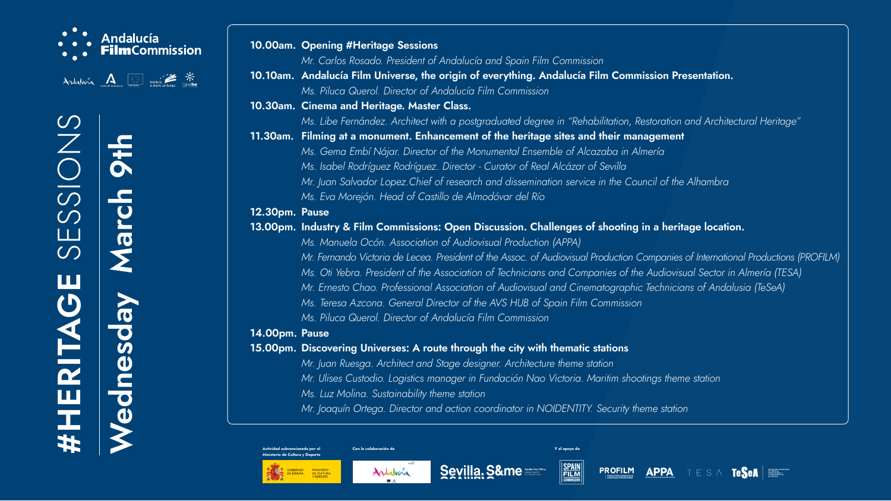Andalucía FilmCommission

# #HERITAGE SESSIONS

## Wednesday March 9th

**10.00am. Opening #Heritage Sessions**

*Mr. Carlos Rosado. President of Andalucía and Spain Film Commission*

**10.10am. Andalucía Film Universe, the origin of everything. Andalucía Film Commission Presentation.**

*Ms. Piluca Querol. Director of Andalucía Film Commission*

**10.30am. Cinema and Heritage. Master Class.**

*Ms. Libe Fernández. Architect with a postgraduated degree in "Rehabilitation, Restoration and Architectural Heritage"*

**11.30am. Filming at a monument. Enhancement of the heritage sites and their management**

*Ms. Gema Embí Nájar. Director of the Monumental Ensemble of Alcazaba in Almería*

*Ms. Isabel Rodríguez Rodríguez. Director - Curator of Real Alcázar of Sevilla*

*Mr. Juan Salvador Lopez.Chief of research and dissemination service in the Council of the Alhambra*

*Ms. Eva Morejón. Head of Castillo de Almodóvar del Río*

**12.30pm. Pause**

**13.00pm. Industry & Film Commissions: Open Discussion. Challenges of shooting in a heritage location.**

*Ms. Manuela Ocón. Association of Audiovisual Production (APPA)*

*Mr. Fernando Victoria de Lecea. President of the Assoc. of Audiovisual Production Companies of International Productions (PROFILM)*

*Ms. Oti Yebra. President of the Association of Technicians and Companies of the Audiovisual Sector in Almería (TESA)*

*Mr. Ernesto Chao. Professional Association of Audiovisual and Cinematographic Technicians of Andalusia (TeSeA)*

*Ms. Teresa Azcona. General Director of the AVS HUB of Spain Film Commission*

*Ms. Piluca Querol. Director of Andalucía Film Commission*

**14.00pm. Pause**

**15.00pm. Discovering Universes: A route through the city with thematic stations**

*Mr. Juan Ruesga. Architect and Stage designer. Architecture theme station*

*Mr. Ulises Custodio. Logistics manager in Fundación Nao Victoria. Maritim shootings theme station*

*Ms. Luz Molina. Sustainability theme station*

*Mr. Joaquín Ortega. Director and action coordinator in NOIDENTITY. Security theme station*

Actividad subvencionada por el Ministerio de Cultura y Deporte — Gobierno de España, Ministerio de Cultura y Deporte

Con la colaboración de — Andalucía, Sevilla S&me

Y el apoyo de — Spain Film Commission, PROFILM, APPA, TESA, TeSeA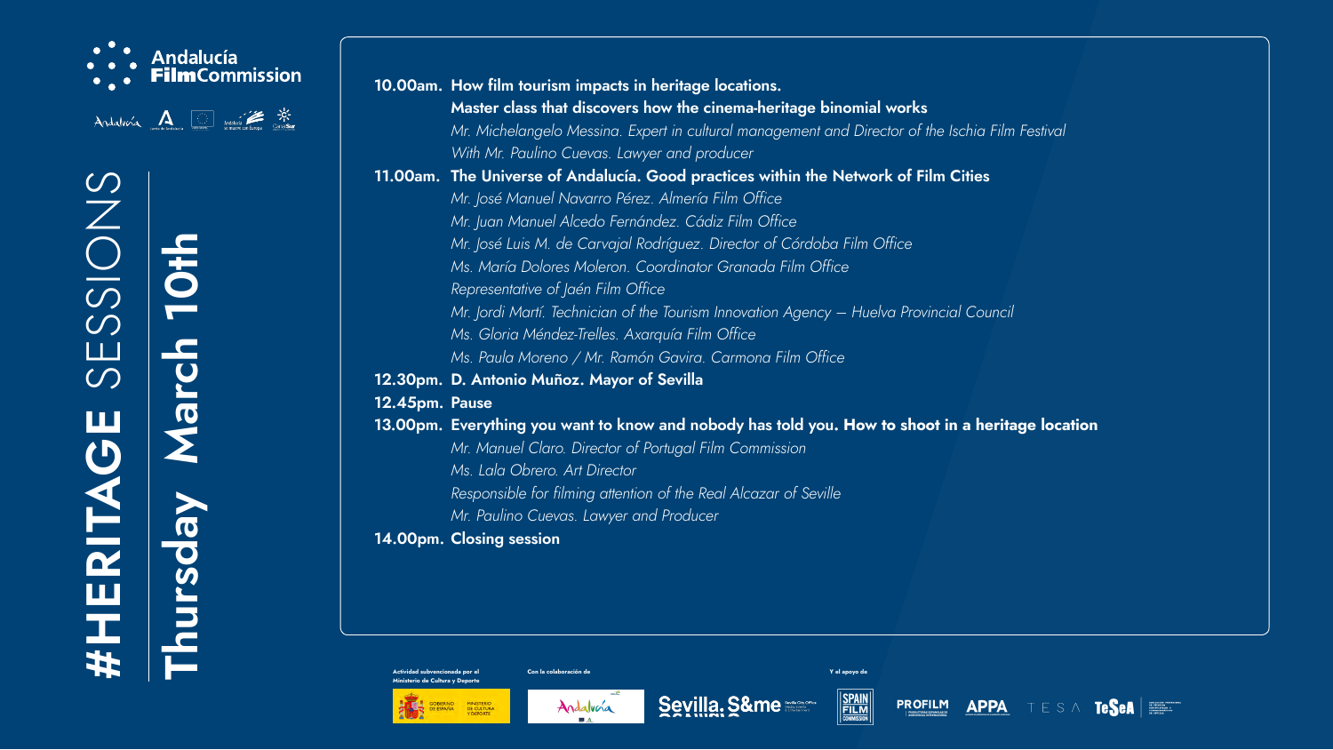Andalucía FilmCommission

# #HERITAGE SESSIONS

## Thursday March 10th

**10.00am. How film tourism impacts in heritage locations.**
**Master class that discovers how the cinema-heritage binomial works**
*Mr. Michelangelo Messina. Expert in cultural management and Director of the Ischia Film Festival*
*With Mr. Paulino Cuevas. Lawyer and producer*

**11.00am. The Universe of Andalucía. Good practices within the Network of Film Cities**
*Mr. José Manuel Navarro Pérez. Almería Film Office*
*Mr. Juan Manuel Alcedo Fernández. Cádiz Film Office*
*Mr. José Luis M. de Carvajal Rodríguez. Director of Córdoba Film Office*
*Ms. María Dolores Moleron. Coordinator Granada Film Office*
*Representative of Jaén Film Office*
*Mr. Jordi Martí. Technician of the Tourism Innovation Agency – Huelva Provincial Council*
*Ms. Gloria Méndez-Trelles. Axarquía Film Office*
*Ms. Paula Moreno / Mr. Ramón Gavira. Carmona Film Office*

**12.30pm. D. Antonio Muñoz. Mayor of Sevilla**

**12.45pm. Pause**

**13.00pm. Everything you want to know and nobody has told you. How to shoot in a heritage location**
*Mr. Manuel Claro. Director of Portugal Film Commission*
*Ms. Lala Obrero. Art Director*
*Responsible for filming attention of the Real Alcazar of Seville*
*Mr. Paulino Cuevas. Lawyer and Producer*

**14.00pm. Closing session**

Actividad subvencionada por el Ministerio de Cultura y Deporte

Con la colaboración de

Y el apoyo de